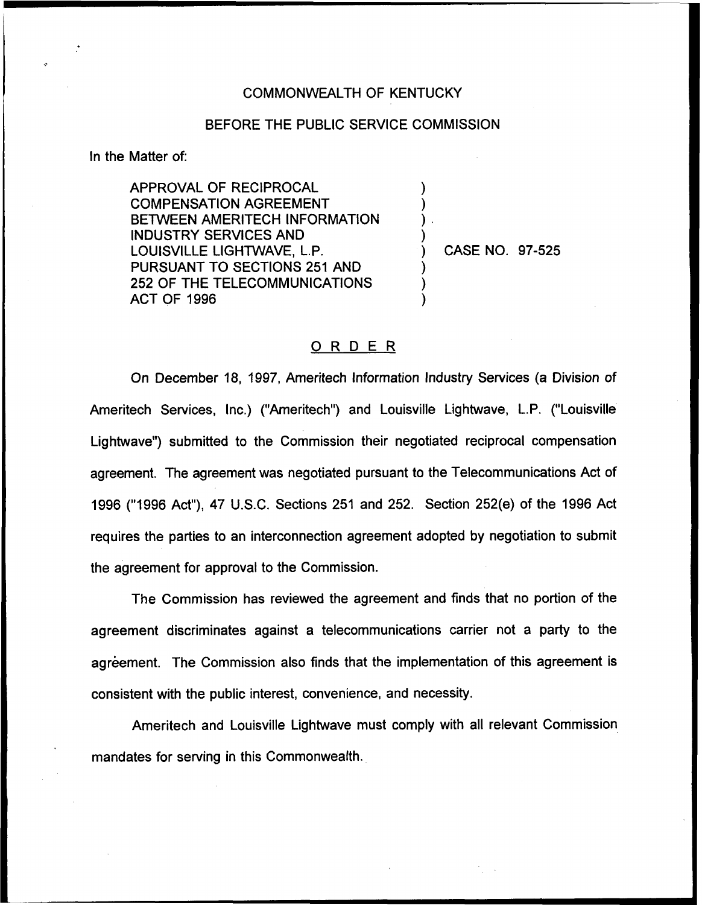COMMONWEALTH OF KENTUCKY

BEFORE THE PUBLIC SERVICE COMMISSION

In the Matter of:

APPROVAL OF RECIPROCAL COMPENSATION AGREEMENT BETWEEN AMERITECH INFORMATION INDUSTRY SERVICES AND LOUISVILLE LIGHTWAVE, L.P. PURSUANT TO SECTIONS 251 AND 252 OF THE TELECOMMUNICATIONS ACT OF 1996 ) CASE NO. 97-525

## ORDER

On December 18, 1997, Ameritech Information Industry Services (a Division of Ameritech Services, Inc.) ("Ameritech") and Louisville Lightwave, L.P. ("Louisville Lightwave") submitted to the Commission their negotiated reciprocal compensation agreement. The agreement was negotiated pursuant to the Telecommunications Act of 1996 ("1996 Act"), 47 U.S.C. Sections 251 and 252. Section 252(e) of the 1996 Act requires the parties to an interconnection agreement adopted by negotiation to submit the agreement for approval to the Commission.

The Commission has reviewed the agreement and finds that no portion of the agreement discriminates against a telecommunications carrier not a party to the agreement. The Commission also finds that the implementation of this agreement is consistent with the public interest, convenience, and necessity.

Ameritech and Louisville Lightwave must comply with all relevant Commission mandates for serving in this Commonwealth.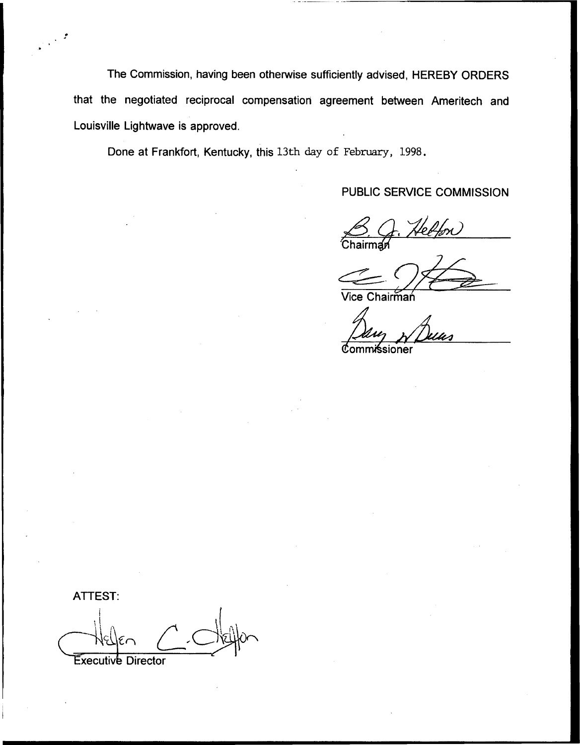The Commission, having been otherwise sufficiently advised, HEREBY ORDERS that the negotiated reciprocal compensation agreement between Ameritech and Louisville Lightwave is approved.

Done at Frankfort, Kentucky, this 13th day of February, 1998.

PUBLIC SERVICE COMMISSION

Chairman

Vice Chairman

Commissioner

ATTEST:

Executive Director